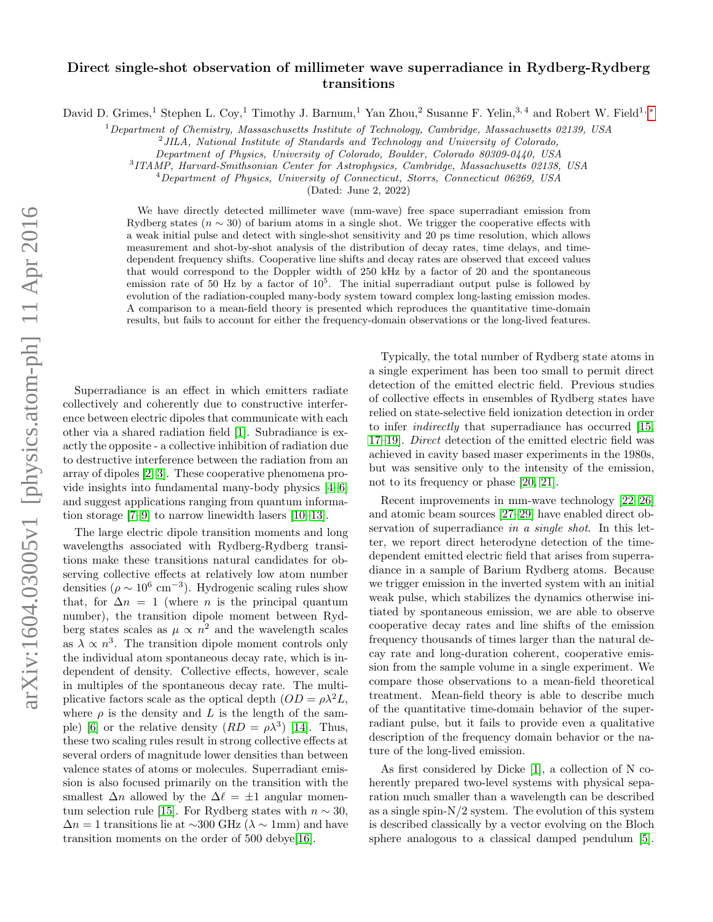# Direct single-shot observation of millimeter wave superradiance in Rydberg-Rydberg transitions

David D. Grimes,[1] Stephen L. Coy,[1] Timothy J. Barnum,[1] Yan Zhou,[2] Susanne F. Yelin,[3,4] and Robert W. Field[1,*]

[1] *Department of Chemistry, Massachusetts Institute of Technology, Cambridge, Massachusetts 02139, USA*
[2] *JILA, National Institute of Standards and Technology and University of Colorado, Department of Physics, University of Colorado, Boulder, Colorado 80309-0440, USA*
[3] *ITAMP, Harvard-Smithsonian Center for Astrophysics, Cambridge, Massachusetts 02138, USA*
[4] *Department of Physics, University of Connecticut, Storrs, Connecticut 06269, USA*

(Dated: June 2, 2022)

We have directly detected millimeter wave (mm-wave) free space superradiant emission from Rydberg states ($n \sim 30$) of barium atoms in a single shot. We trigger the cooperative effects with a weak initial pulse and detect with single-shot sensitivity and 20 ps time resolution, which allows measurement and shot-by-shot analysis of the distribution of decay rates, time delays, and time-dependent frequency shifts. Cooperative line shifts and decay rates are observed that exceed values that would correspond to the Doppler width of 250 kHz by a factor of 20 and the spontaneous emission rate of 50 Hz by a factor of $10^5$. The initial superradiant output pulse is followed by evolution of the radiation-coupled many-body system toward complex long-lasting emission modes. A comparison to a mean-field theory is presented which reproduces the quantitative time-domain results, but fails to account for either the frequency-domain observations or the long-lived features.

Superradiance is an effect in which emitters radiate collectively and coherently due to constructive interference between electric dipoles that communicate with each other via a shared radiation field [1]. Subradiance is exactly the opposite - a collective inhibition of radiation due to destructive interference between the radiation from an array of dipoles [2, 3]. These cooperative phenomena provide insights into fundamental many-body physics [4–6] and suggest applications ranging from quantum information storage [7–9] to narrow linewidth lasers [10–13].

The large electric dipole transition moments and long wavelengths associated with Rydberg-Rydberg transitions make these transitions natural candidates for observing collective effects at relatively low atom number densities ($\rho \sim 10^6$ cm$^{-3}$). Hydrogenic scaling rules show that, for $\Delta n = 1$ (where $n$ is the principal quantum number), the transition dipole moment between Rydberg states scales as $\mu \propto n^2$ and the wavelength scales as $\lambda \propto n^3$. The transition dipole moment controls only the individual atom spontaneous decay rate, which is independent of density. Collective effects, however, scale in multiples of the spontaneous decay rate. The multiplicative factors scale as the optical depth ($OD = \rho\lambda^2 L$, where $\rho$ is the density and $L$ is the length of the sample) [6] or the relative density ($RD = \rho\lambda^3$) [14]. Thus, these two scaling rules result in strong collective effects at several orders of magnitude lower densities than between valence states of atoms or molecules. Superradiant emission is also focused primarily on the transition with the smallest $\Delta n$ allowed by the $\Delta\ell = \pm 1$ angular momentum selection rule [15]. For Rydberg states with $n \sim 30$, $\Delta n = 1$ transitions lie at ∼300 GHz ($\lambda \sim$ 1mm) and have transition moments on the order of 500 debye[16].

Typically, the total number of Rydberg state atoms in a single experiment has been too small to permit direct detection of the emitted electric field. Previous studies of collective effects in ensembles of Rydberg states have relied on state-selective field ionization detection in order to infer *indirectly* that superradiance has occurred [15, 17–19]. *Direct* detection of the emitted electric field was achieved in cavity based maser experiments in the 1980s, but was sensitive only to the intensity of the emission, not to its frequency or phase [20, 21].

Recent improvements in mm-wave technology [22–26] and atomic beam sources [27–29] have enabled direct observation of superradiance *in a single shot*. In this letter, we report direct heterodyne detection of the time-dependent emitted electric field that arises from superradiance in a sample of Barium Rydberg atoms. Because we trigger emission in the inverted system with an initial weak pulse, which stabilizes the dynamics otherwise initiated by spontaneous emission, we are able to observe cooperative decay rates and line shifts of the emission frequency thousands of times larger than the natural decay rate and long-duration coherent, cooperative emission from the sample volume in a single experiment. We compare those observations to a mean-field theoretical treatment. Mean-field theory is able to describe much of the quantitative time-domain behavior of the superradiant pulse, but it fails to provide even a qualitative description of the frequency domain behavior or the nature of the long-lived emission.

As first considered by Dicke [1], a collection of N coherently prepared two-level systems with physical separation much smaller than a wavelength can be described as a single spin-N/2 system. The evolution of this system is described classically by a vector evolving on the Bloch sphere analogous to a classical damped pendulum [5].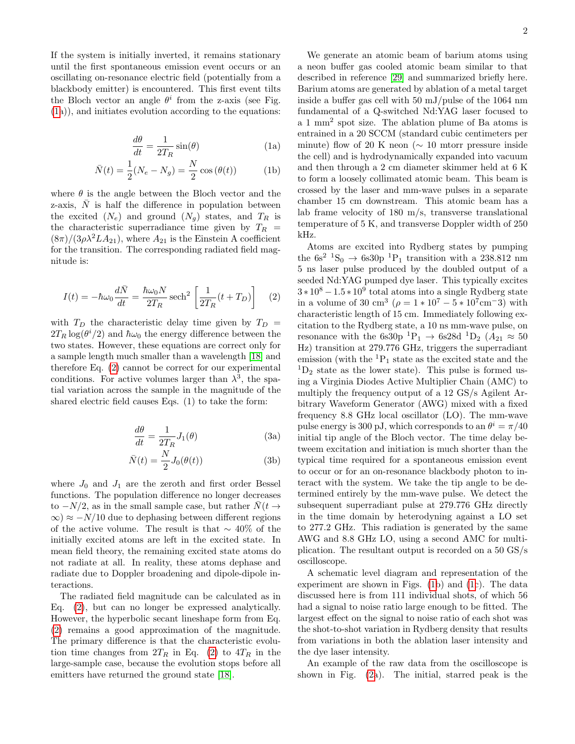If the system is initially inverted, it remains stationary until the first spontaneous emission event occurs or an oscillating on-resonance electric field (potentially from a blackbody emitter) is encountered. This first event tilts the Bloch vector an angle $\theta^i$ from the z-axis (see Fig. (1a)), and initiates evolution according to the equations:

$$\frac{d\theta}{dt} = \frac{1}{2T_R}\sin(\theta) \tag{1a}$$

$$\bar{N}(t) = \frac{1}{2}(N_e - N_g) = \frac{N}{2}\cos(\theta(t)) \tag{1b}$$

where $\theta$ is the angle between the Bloch vector and the z-axis, $\bar{N}$ is half the difference in population between the excited ($N_e$) and ground ($N_g$) states, and $T_R$ is the characteristic superradiance time given by $T_R = (8\pi)/(3\rho\lambda^2 L A_{21})$, where $A_{21}$ is the Einstein A coefficient for the transition. The corresponding radiated field magnitude is:

$$I(t) = -\hbar\omega_0 \frac{d\bar{N}}{dt} = \frac{\hbar\omega_0 N}{2T_R}\,\text{sech}^2\left[\frac{1}{2T_R}(t + T_D)\right] \tag{2}$$

with $T_D$ the characteristic delay time given by $T_D = 2T_R \log(\theta^i/2)$ and $\hbar\omega_0$ the energy difference between the two states. However, these equations are correct only for a sample length much smaller than a wavelength [18] and therefore Eq. (2) cannot be correct for our experimental conditions. For active volumes larger than $\lambda^3$, the spatial variation across the sample in the magnitude of the shared electric field causes Eqs. (1) to take the form:

$$\frac{d\theta}{dt} = \frac{1}{2T_R}J_1(\theta) \tag{3a}$$

$$\bar{N}(t) = \frac{N}{2}J_0(\theta(t)) \tag{3b}$$

where $J_0$ and $J_1$ are the zeroth and first order Bessel functions. The population difference no longer decreases to $-N/2$, as in the small sample case, but rather $\bar{N}(t \to \infty) \approx -N/10$ due to dephasing between different regions of the active volume. The result is that $\sim 40\%$ of the initially excited atoms are left in the excited state. In mean field theory, the remaining excited state atoms do not radiate at all. In reality, these atoms dephase and radiate due to Doppler broadening and dipole-dipole interactions.

The radiated field magnitude can be calculated as in Eq. (2), but can no longer be expressed analytically. However, the hyperbolic secant lineshape form from Eq. (2) remains a good approximation of the magnitude. The primary difference is that the characteristic evolution time changes from $2T_R$ in Eq. (2) to $4T_R$ in the large-sample case, because the evolution stops before all emitters have returned the ground state [18].

We generate an atomic beam of barium atoms using a neon buffer gas cooled atomic beam similar to that described in reference [29] and summarized briefly here. Barium atoms are generated by ablation of a metal target inside a buffer gas cell with 50 mJ/pulse of the 1064 nm fundamental of a Q-switched Nd:YAG laser focused to a 1 mm$^2$ spot size. The ablation plume of Ba atoms is entrained in a 20 SCCM (standard cubic centimeters per minute) flow of 20 K neon ($\sim$ 10 mtorr pressure inside the cell) and is hydrodynamically expanded into vacuum and then through a 2 cm diameter skimmer held at 6 K to form a loosely collimated atomic beam. This beam is crossed by the laser and mm-wave pulses in a separate chamber 15 cm downstream. This atomic beam has a lab frame velocity of 180 m/s, transverse translational temperature of 5 K, and transverse Doppler width of 250 kHz.

Atoms are excited into Rydberg states by pumping the 6s$^2$ $^1$S$_0$ $\rightarrow$ 6s30p $^1$P$_1$ transition with a 238.812 nm 5 ns laser pulse produced by the doubled output of a seeded Nd:YAG pumped dye laser. This typically excites $3 * 10^8 - 1.5 * 10^9$ total atoms into a single Rydberg state in a volume of 30 cm$^3$ ($\rho = 1 * 10^7 - 5 * 10^7 \text{cm}^-3$) with characteristic length of 15 cm. Immediately following excitation to the Rydberg state, a 10 ns mm-wave pulse, on resonance with the 6s30p $^1$P$_1$ $\rightarrow$ 6s28d $^1$D$_2$ ($A_{21} \approx 50$ Hz) transition at 279.776 GHz, triggers the superradiant emission (with the $^1$P$_1$ state as the excited state and the $^1$D$_2$ state as the lower state). This pulse is formed using a Virginia Diodes Active Multiplier Chain (AMC) to multiply the frequency output of a 12 GS/s Agilent Arbitrary Waveform Generator (AWG) mixed with a fixed frequency 8.8 GHz local oscillator (LO). The mm-wave pulse energy is 300 pJ, which corresponds to an $\theta^i = \pi/40$ initial tip angle of the Bloch vector. The time delay beteem excitation and initiation is much shorter than the typical time required for a spontaneous emission event to occur or for an on-resonance blackbody photon to interact with the system. We take the tip angle to be determined entirely by the mm-wave pulse. We detect the subsequent superradiant pulse at 279.776 GHz directly in the time domain by heterodyning against a LO set to 277.2 GHz. This radiation is generated by the same AWG and 8.8 GHz LO, using a second AMC for multiplication. The resultant output is recorded on a 50 GS/s oscilloscope.

A schematic level diagram and representation of the experiment are shown in Figs. (1b) and (1c). The data discussed here is from 111 individual shots, of which 56 had a signal to noise ratio large enough to be fitted. The largest effect on the signal to noise ratio of each shot was the shot-to-shot variation in Rydberg density that results from variations in both the ablation laser intensity and the dye laser intensity.

An example of the raw data from the oscilloscope is shown in Fig. (2a). The initial, starred peak is the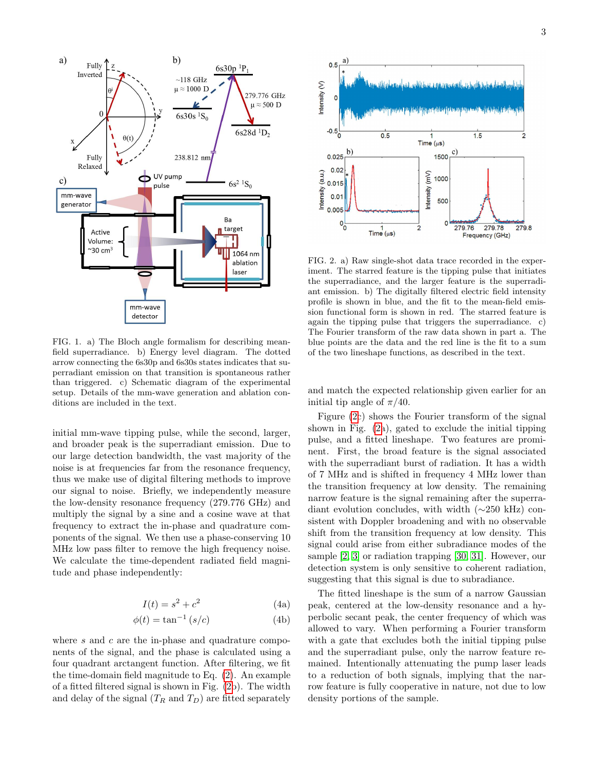a)

Fully Inverted

z

$\theta^i$

0

y

x

$\theta(t)$

Fully Relaxed

b)

6s30p $^1P_1$

~118 GHz
μ ≈ 1000 D

279.776 GHz
μ ≈ 500 D

6s30s $^1S_0$

6s28d $^1D_2$

238.812 nm

6s$^2$ $^1S_0$

c)

UV pump pulse

mm-wave generator

Active Volume: ~30 cm$^3$

Ba target

1064 nm ablation laser

mm-wave detector

FIG. 1. a) The Bloch angle formalism for describing mean-field superradiance. b) Energy level diagram. The dotted arrow connecting the 6s30p and 6s30s states indicates that superradiant emission on that transition is spontaneous rather than triggered. c) Schematic diagram of the experimental setup. Details of the mm-wave generation and ablation conditions are included in the text.

a)

Intensity (V)

0.5

0

-0.5

0

0.5

1

1.5

2

Time (μs)

b)

Intensity (a.u.)

0.025

0.02

0.015

0.01

0.005

0

0

1

2

Time (μs)

c)

Intensity (mV)

1500

1000

500

0

279.76

279.78

279.8

Frequency (GHz)

FIG. 2. a) Raw single-shot data trace recorded in the experiment. The starred feature is the tipping pulse that initiates the superradiance, and the larger feature is the superradiant emission. b) The digitally filtered electric field intensity profile is shown in blue, and the fit to the mean-field emission functional form is shown in red. The starred feature is again the tipping pulse that triggers the superradiance. c) The Fourier transform of the raw data shown in part a. The blue points are the data and the red line is the fit to a sum of the two lineshape functions, as described in the text.

initial mm-wave tipping pulse, while the second, larger, and broader peak is the superradiant emission. Due to our large detection bandwidth, the vast majority of the noise is at frequencies far from the resonance frequency, thus we make use of digital filtering methods to improve our signal to noise. Briefly, we independently measure the low-density resonance frequency (279.776 GHz) and multiply the signal by a sine and a cosine wave at that frequency to extract the in-phase and quadrature components of the signal. We then use a phase-conserving 10 MHz low pass filter to remove the high frequency noise. We calculate the time-dependent radiated field magnitude and phase independently:

$$I(t) = s^2 + c^2 \tag{4a}$$

$$\phi(t) = \tan^{-1}(s/c) \tag{4b}$$

where $s$ and $c$ are the in-phase and quadrature components of the signal, and the phase is calculated using a four quadrant arctangent function. After filtering, we fit the time-domain field magnitude to Eq. (2). An example of a fitted filtered signal is shown in Fig. (2b). The width and delay of the signal ($T_R$ and $T_D$) are fitted separately and match the expected relationship given earlier for an initial tip angle of $\pi/40$.

Figure (2c) shows the Fourier transform of the signal shown in Fig. (2a), gated to exclude the initial tipping pulse, and a fitted lineshape. Two features are prominent. First, the broad feature is the signal associated with the superradiant burst of radiation. It has a width of 7 MHz and is shifted in frequency 4 MHz lower than the transition frequency at low density. The remaining narrow feature is the signal remaining after the superradiant evolution concludes, with width (~250 kHz) consistent with Doppler broadening and with no observable shift from the transition frequency at low density. This signal could arise from either subradiance modes of the sample [2, 3] or radiation trapping [30, 31]. However, our detection system is only sensitive to coherent radiation, suggesting that this signal is due to subradiance.

The fitted lineshape is the sum of a narrow Gaussian peak, centered at the low-density resonance and a hyperbolic secant peak, the center frequency of which was allowed to vary. When performing a Fourier transform with a gate that excludes both the initial tipping pulse and the superradiant pulse, only the narrow feature remained. Intentionally attenuating the pump laser leads to a reduction of both signals, implying that the narrow feature is fully cooperative in nature, not due to low density portions of the sample.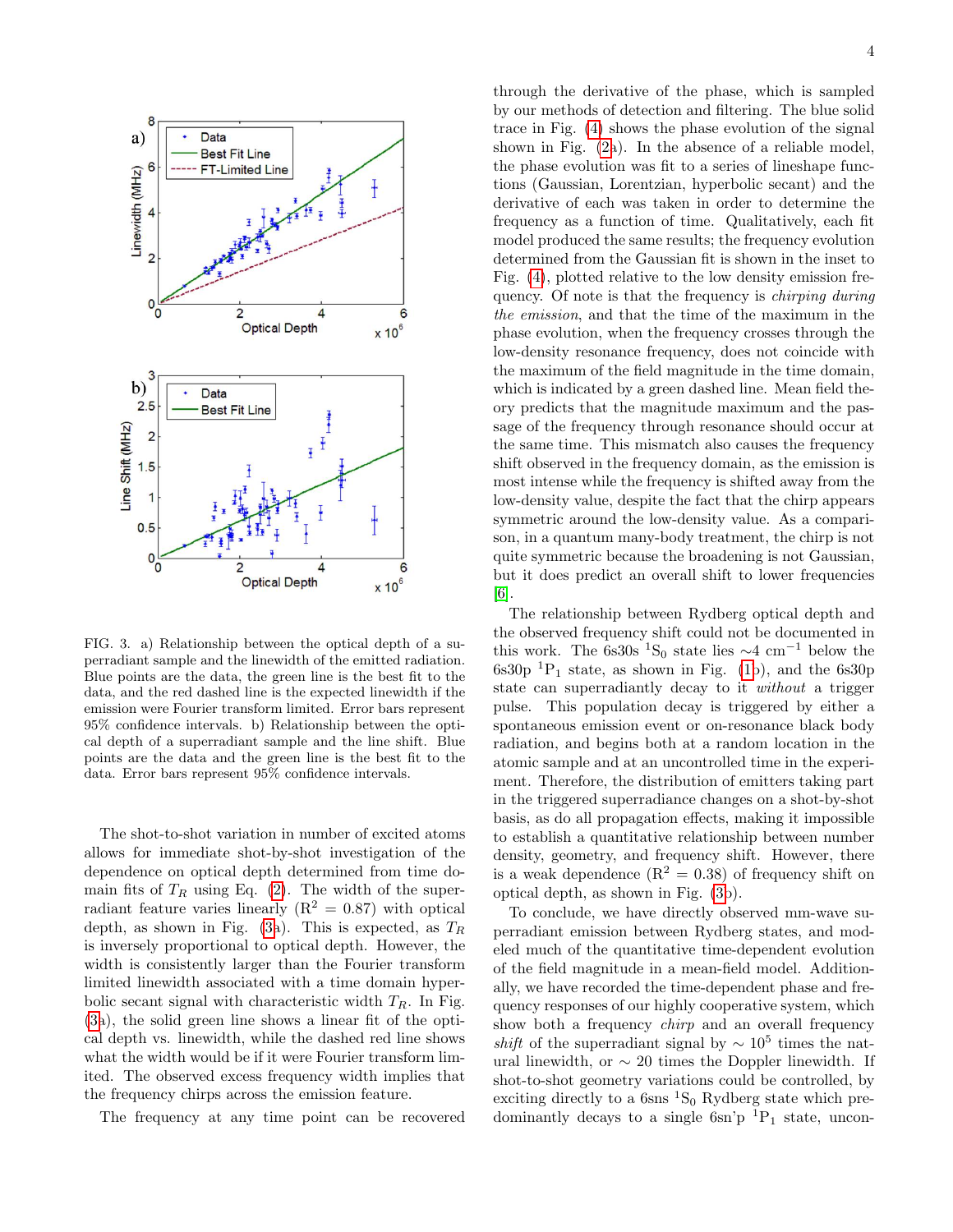a)

Data
Best Fit Line
FT-Limited Line

Linewidth (MHz)
Optical Depth
x 10^6

b)

Data
Best Fit Line

Line Shift (MHz)
Optical Depth
x 10^6

FIG. 3. a) Relationship between the optical depth of a superradiant sample and the linewidth of the emitted radiation. Blue points are the data, the green line is the best fit to the data, and the red dashed line is the expected linewidth if the emission were Fourier transform limited. Error bars represent 95% confidence intervals. b) Relationship between the optical depth of a superradiant sample and the line shift. Blue points are the data and the green line is the best fit to the data. Error bars represent 95% confidence intervals.

The shot-to-shot variation in number of excited atoms allows for immediate shot-by-shot investigation of the dependence on optical depth determined from time domain fits of $T_R$ using Eq. (2). The width of the superradiant feature varies linearly ($R^2 = 0.87$) with optical depth, as shown in Fig. (3a). This is expected, as $T_R$ is inversely proportional to optical depth. However, the width is consistently larger than the Fourier transform limited linewidth associated with a time domain hyperbolic secant signal with characteristic width $T_R$. In Fig. (3a), the solid green line shows a linear fit of the optical depth vs. linewidth, while the dashed red line shows what the width would be if it were Fourier transform limited. The observed excess frequency width implies that the frequency chirps across the emission feature.

The frequency at any time point can be recovered through the derivative of the phase, which is sampled by our methods of detection and filtering. The blue solid trace in Fig. (4) shows the phase evolution of the signal shown in Fig. (2a). In the absence of a reliable model, the phase evolution was fit to a series of lineshape functions (Gaussian, Lorentzian, hyperbolic secant) and the derivative of each was taken in order to determine the frequency as a function of time. Qualitatively, each fit model produced the same results; the frequency evolution determined from the Gaussian fit is shown in the inset to Fig. (4), plotted relative to the low density emission frequency. Of note is that the frequency is *chirping during the emission*, and that the time of the maximum in the phase evolution, when the frequency crosses through the low-density resonance frequency, does not coincide with the maximum of the field magnitude in the time domain, which is indicated by a green dashed line. Mean field theory predicts that the magnitude maximum and the passage of the frequency through resonance should occur at the same time. This mismatch also causes the frequency shift observed in the frequency domain, as the emission is most intense while the frequency is shifted away from the low-density value, despite the fact that the chirp appears symmetric around the low-density value. As a comparison, in a quantum many-body treatment, the chirp is not quite symmetric because the broadening is not Gaussian, but it does predict an overall shift to lower frequencies [6].

The relationship between Rydberg optical depth and the observed frequency shift could not be documented in this work. The 6s30s $^1S_0$ state lies ~4 cm$^{-1}$ below the 6s30p $^1P_1$ state, as shown in Fig. (1b), and the 6s30p state can superradiantly decay to it *without* a trigger pulse. This population decay is triggered by either a spontaneous emission event or on-resonance black body radiation, and begins both at a random location in the atomic sample and at an uncontrolled time in the experiment. Therefore, the distribution of emitters taking part in the triggered superradiance changes on a shot-by-shot basis, as do all propagation effects, making it impossible to establish a quantitative relationship between number density, geometry, and frequency shift. However, there is a weak dependence ($R^2 = 0.38$) of frequency shift on optical depth, as shown in Fig. (3b).

To conclude, we have directly observed mm-wave superradiant emission between Rydberg states, and modeled much of the quantitative time-dependent evolution of the field magnitude in a mean-field model. Additionally, we have recorded the time-dependent phase and frequency responses of our highly cooperative system, which show both a frequency *chirp* and an overall frequency *shift* of the superradiant signal by ~ $10^5$ times the natural linewidth, or ~ 20 times the Doppler linewidth. If shot-to-shot geometry variations could be controlled, by exciting directly to a 6sns $^1S_0$ Rydberg state which predominantly decays to a single 6sn'p $^1P_1$ state, uncon-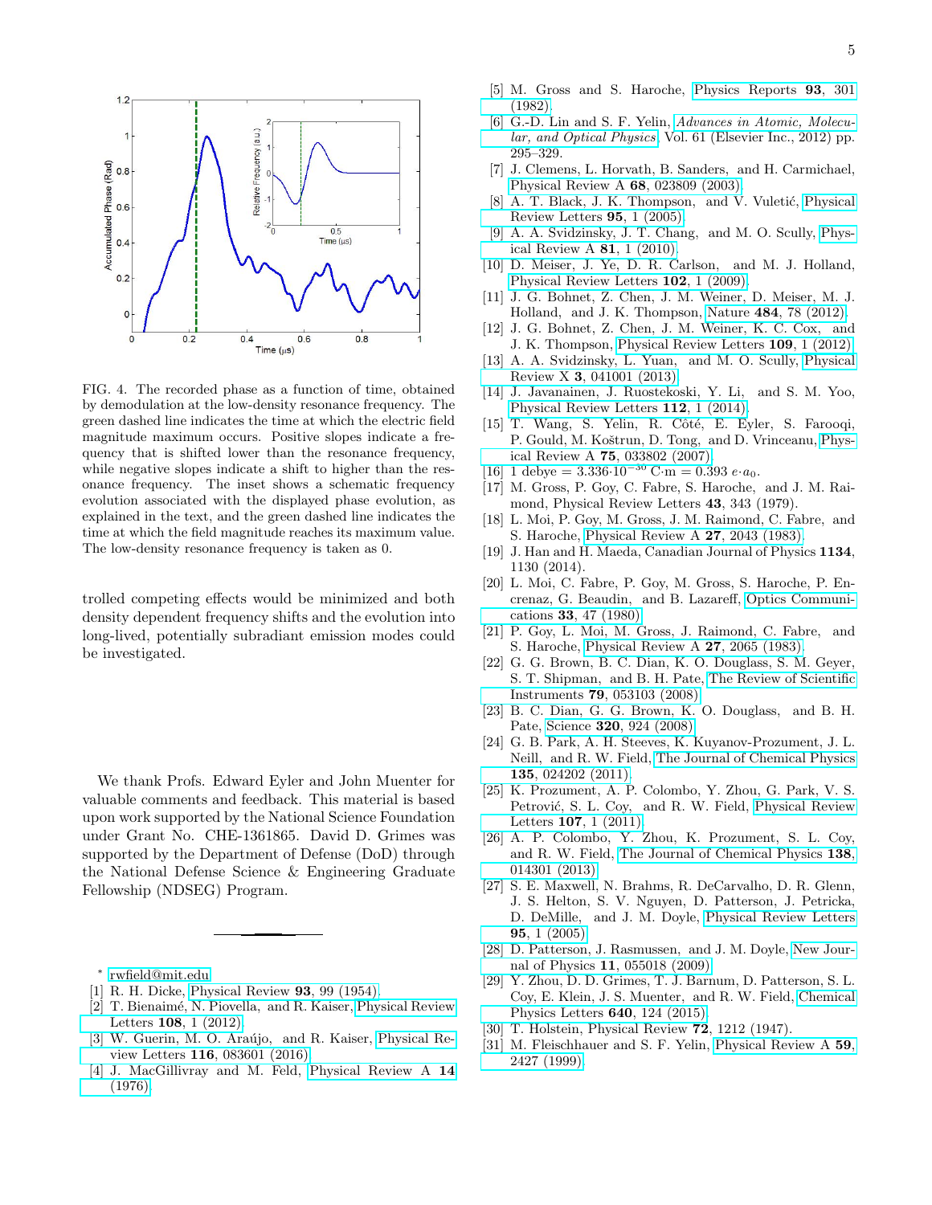Accumulated Phase (Rad)

1.2
1
0.8
0.6
0.4
0.2
0

0 0.2 0.4 0.6 0.8 1

Time (μs)

Relative Frequency (a.u.)

2
1
0
-1
-2

0 0.5 1

Time (μs)

FIG. 4. The recorded phase as a function of time, obtained by demodulation at the low-density resonance frequency. The green dashed line indicates the time at which the electric field magnitude maximum occurs. Positive slopes indicate a frequency that is shifted lower than the resonance frequency, while negative slopes indicate a shift to higher than the resonance frequency. The inset shows a schematic frequency evolution associated with the displayed phase evolution, as explained in the text, and the green dashed line indicates the time at which the field magnitude reaches its maximum value. The low-density resonance frequency is taken as 0.

trolled competing effects would be minimized and both density dependent frequency shifts and the evolution into long-lived, potentially subradiant emission modes could be investigated.

We thank Profs. Edward Eyler and John Muenter for valuable comments and feedback. This material is based upon work supported by the National Science Foundation under Grant No. CHE-1361865. David D. Grimes was supported by the Department of Defense (DoD) through the National Defense Science & Engineering Graduate Fellowship (NDSEG) Program.

---

\* rwfield@mit.edu

[1] R. H. Dicke, Physical Review **93**, 99 (1954).

[2] T. Bienaimé, N. Piovella, and R. Kaiser, Physical Review Letters **108**, 1 (2012).

[3] W. Guerin, M. O. Araújo, and R. Kaiser, Physical Review Letters **116**, 083601 (2016).

[4] J. MacGillivray and M. Feld, Physical Review A **14** (1976).

[5] M. Gross and S. Haroche, Physics Reports **93**, 301 (1982).

[6] G.-D. Lin and S. F. Yelin, *Advances in Atomic, Molecular, and Optical Physics*, Vol. 61 (Elsevier Inc., 2012) pp. 295–329.

[7] J. Clemens, L. Horvath, B. Sanders, and H. Carmichael, Physical Review A **68**, 023809 (2003).

[8] A. T. Black, J. K. Thompson, and V. Vuletić, Physical Review Letters **95**, 1 (2005).

[9] A. A. Svidzinsky, J. T. Chang, and M. O. Scully, Physical Review A **81**, 1 (2010).

[10] D. Meiser, J. Ye, D. R. Carlson, and M. J. Holland, Physical Review Letters **102**, 1 (2009).

[11] J. G. Bohnet, Z. Chen, J. M. Weiner, D. Meiser, M. J. Holland, and J. K. Thompson, Nature **484**, 78 (2012).

[12] J. G. Bohnet, Z. Chen, J. M. Weiner, K. C. Cox, and J. K. Thompson, Physical Review Letters **109**, 1 (2012).

[13] A. A. Svidzinsky, L. Yuan, and M. O. Scully, Physical Review X **3**, 041001 (2013).

[14] J. Javanainen, J. Ruostekoski, Y. Li, and S. M. Yoo, Physical Review Letters **112**, 1 (2014).

[15] T. Wang, S. Yelin, R. Côté, E. Eyler, S. Farooqi, P. Gould, M. Koštrun, D. Tong, and D. Vrinceanu, Physical Review A **75**, 033802 (2007).

[16] 1 debye = $3.336 \cdot 10^{-30}$ C·m = $0.393\ e \cdot a_0$.

[17] M. Gross, P. Goy, C. Fabre, S. Haroche, and J. M. Raimond, Physical Review Letters **43**, 343 (1979).

[18] L. Moi, P. Goy, M. Gross, J. M. Raimond, C. Fabre, and S. Haroche, Physical Review A **27**, 2043 (1983).

[19] J. Han and H. Maeda, Canadian Journal of Physics **1134**, 1130 (2014).

[20] L. Moi, C. Fabre, P. Goy, M. Gross, S. Haroche, P. Encrenaz, G. Beaudin, and B. Lazareff, Optics Communications **33**, 47 (1980).

[21] P. Goy, L. Moi, M. Gross, J. Raimond, C. Fabre, and S. Haroche, Physical Review A **27**, 2065 (1983).

[22] G. G. Brown, B. C. Dian, K. O. Douglass, S. M. Geyer, S. T. Shipman, and B. H. Pate, The Review of Scientific Instruments **79**, 053103 (2008).

[23] B. C. Dian, G. G. Brown, K. O. Douglass, and B. H. Pate, Science **320**, 924 (2008).

[24] G. B. Park, A. H. Steeves, K. Kuyanov-Prozument, J. L. Neill, and R. W. Field, The Journal of Chemical Physics **135**, 024202 (2011).

[25] K. Prozument, A. P. Colombo, Y. Zhou, G. Park, V. S. Petrović, S. L. Coy, and R. W. Field, Physical Review Letters **107**, 1 (2011).

[26] A. P. Colombo, Y. Zhou, K. Prozument, S. L. Coy, and R. W. Field, The Journal of Chemical Physics **138**, 014301 (2013).

[27] S. E. Maxwell, N. Brahms, R. DeCarvalho, D. R. Glenn, J. S. Helton, S. V. Nguyen, D. Patterson, J. Petricka, D. DeMille, and J. M. Doyle, Physical Review Letters **95**, 1 (2005).

[28] D. Patterson, J. Rasmussen, and J. M. Doyle, New Journal of Physics **11**, 055018 (2009).

[29] Y. Zhou, D. D. Grimes, T. J. Barnum, D. Patterson, S. L. Coy, E. Klein, J. S. Muenter, and R. W. Field, Chemical Physics Letters **640**, 124 (2015).

[30] T. Holstein, Physical Review **72**, 1212 (1947).

[31] M. Fleischhauer and S. F. Yelin, Physical Review A **59**, 2427 (1999).